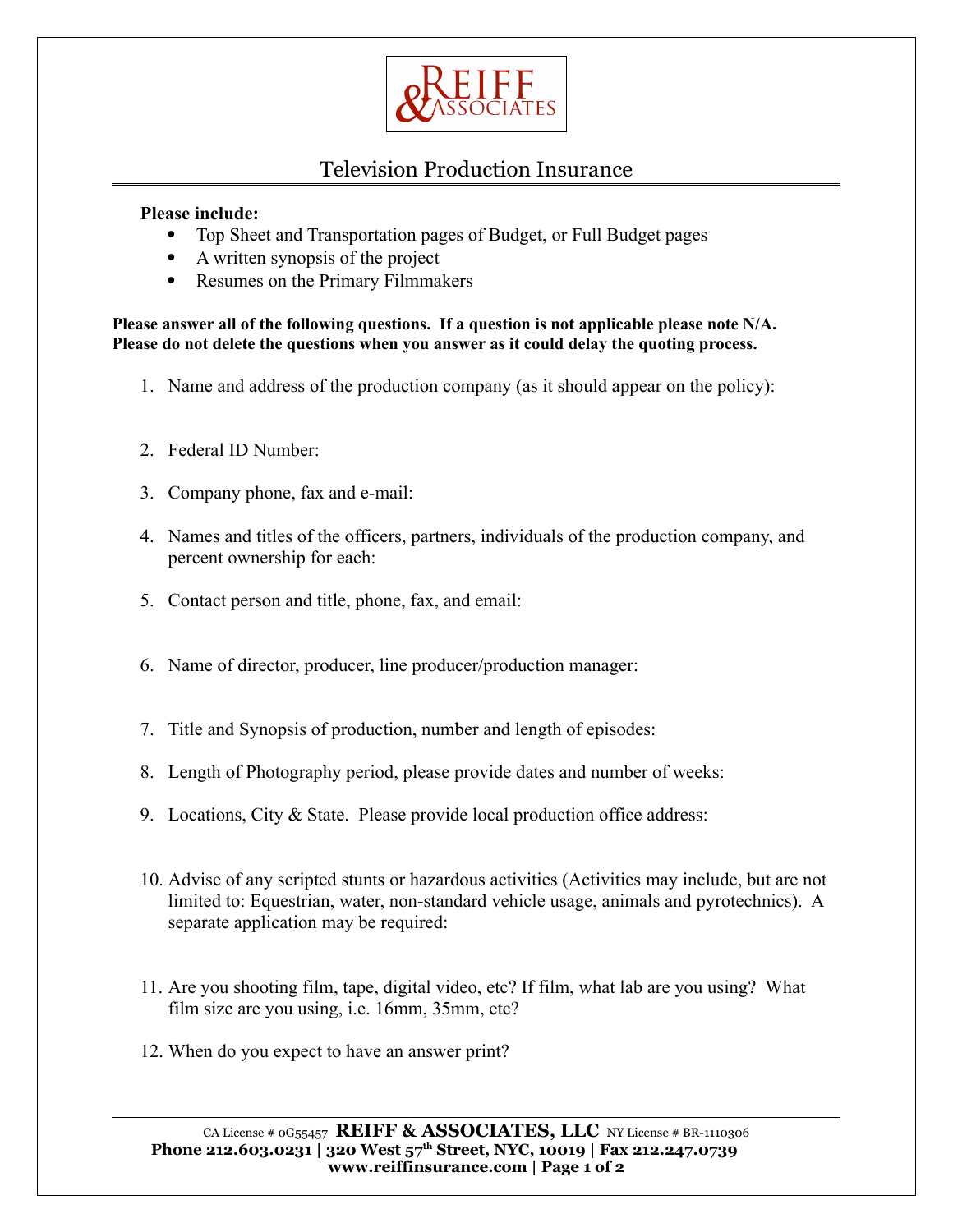# Television Production Insurance

**Please include:**

- Top Sheet and Transportation pages of Budget, or Full Budget pages
- A written synopsis of the project
- Resumes on the Primary Filmmakers

**Please answer all of the following questions. If a question is not applicable please note N/A. Please do not delete the questions when you answer as it could delay the quoting process.**

1. Name and address of the production company (as it should appear on the policy):
2. Federal ID Number:
3. Company phone, fax and e-mail:
4. Names and titles of the officers, partners, individuals of the production company, and percent ownership for each:
5. Contact person and title, phone, fax, and email:
6. Name of director, producer, line producer/production manager:
7. Title and Synopsis of production, number and length of episodes:
8. Length of Photography period, please provide dates and number of weeks:
9. Locations, City & State. Please provide local production office address:
10. Advise of any scripted stunts or hazardous activities (Activities may include, but are not limited to: Equestrian, water, non-standard vehicle usage, animals and pyrotechnics). A separate application may be required:
11. Are you shooting film, tape, digital video, etc? If film, what lab are you using? What film size are you using, i.e. 16mm, 35mm, etc?
12. When do you expect to have an answer print?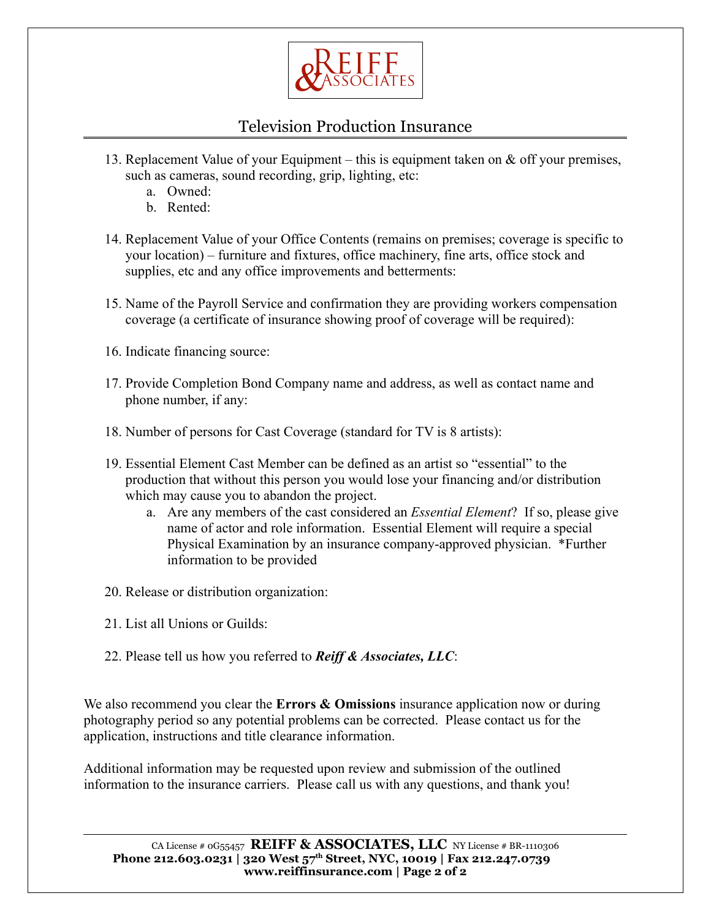# Television Production Insurance

13. Replacement Value of your Equipment – this is equipment taken on & off your premises, such as cameras, sound recording, grip, lighting, etc:
    a. Owned:
    b. Rented:

14. Replacement Value of your Office Contents (remains on premises; coverage is specific to your location) – furniture and fixtures, office machinery, fine arts, office stock and supplies, etc and any office improvements and betterments:

15. Name of the Payroll Service and confirmation they are providing workers compensation coverage (a certificate of insurance showing proof of coverage will be required):

16. Indicate financing source:

17. Provide Completion Bond Company name and address, as well as contact name and phone number, if any:

18. Number of persons for Cast Coverage (standard for TV is 8 artists):

19. Essential Element Cast Member can be defined as an artist so "essential" to the production that without this person you would lose your financing and/or distribution which may cause you to abandon the project.
    a. Are any members of the cast considered an *Essential Element*? If so, please give name of actor and role information. Essential Element will require a special Physical Examination by an insurance company-approved physician. *Further information to be provided

20. Release or distribution organization:

21. List all Unions or Guilds:

22. Please tell us how you referred to ***Reiff & Associates, LLC***:

We also recommend you clear the **Errors & Omissions** insurance application now or during photography period so any potential problems can be corrected. Please contact us for the application, instructions and title clearance information.

Additional information may be requested upon review and submission of the outlined information to the insurance carriers. Please call us with any questions, and thank you!

CA License # 0G55457 **REIFF & ASSOCIATES, LLC** NY License # BR-1110306
**Phone 212.603.0231 | 320 West 57th Street, NYC, 10019 | Fax 212.247.0739**
**www.reiffinsurance.com**